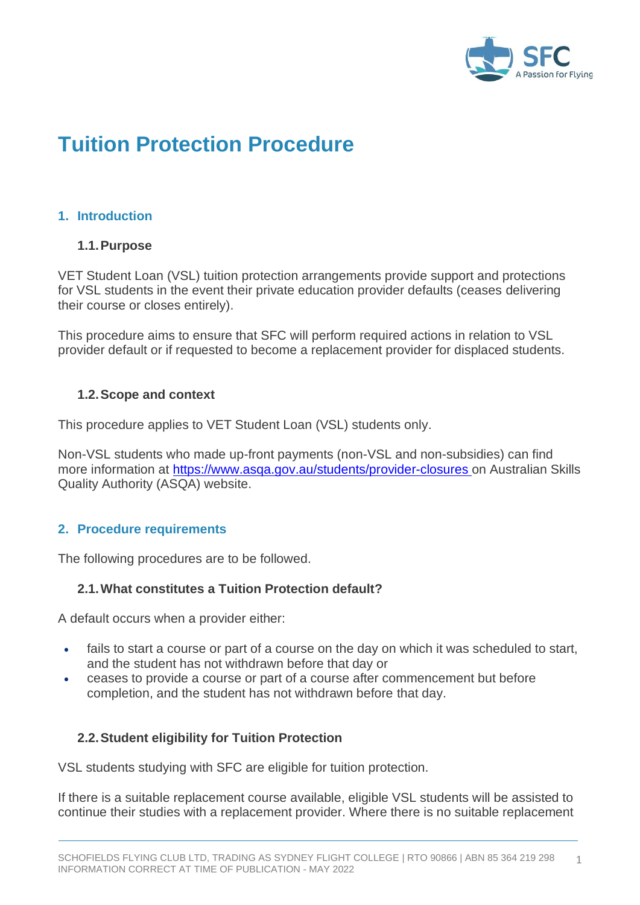# Tuition Protection Procedure

## 1. Introduction

### 1.1. Purpose

VET Student Loan (VSL) tuition protection arrangements provide support and protections for VSL students in the event their private education provider defaults (ceases delivering their course or closes entirely).

This procedure aims to ensure that SFC will perform required actions in relation to VSL provider default or if requested to become a replacement provider for displaced students.

### 1.2. Scope and context

This procedure applies to VET Student Loan (VSL) students only.

Non-VSL students who made up-front payments (non-VSL and non-subsidies) can find more information at [https://www.asqa.gov.au/students/provider-closures](https://www.asqa.gov.au/students/provider-closures) on Australian Skills Quality Authority (ASQA) website.

## 2. Procedure requirements

The following procedures are to be followed.

### 2.1. What constitutes a Tuition Protection default?

A default occurs when a provider either:

- fails to start a course or part of a course on the day on which it was scheduled to start, and the student has not withdrawn before that day or
- ceases to provide a course or part of a course after commencement but before completion, and the student has not withdrawn before that day.

### 2.2. Student eligibility for Tuition Protection

VSL students studying with SFC are eligible for tuition protection.

If there is a suitable replacement course available, eligible VSL students will be assisted to continue their studies with a replacement provider. Where there is no suitable replacement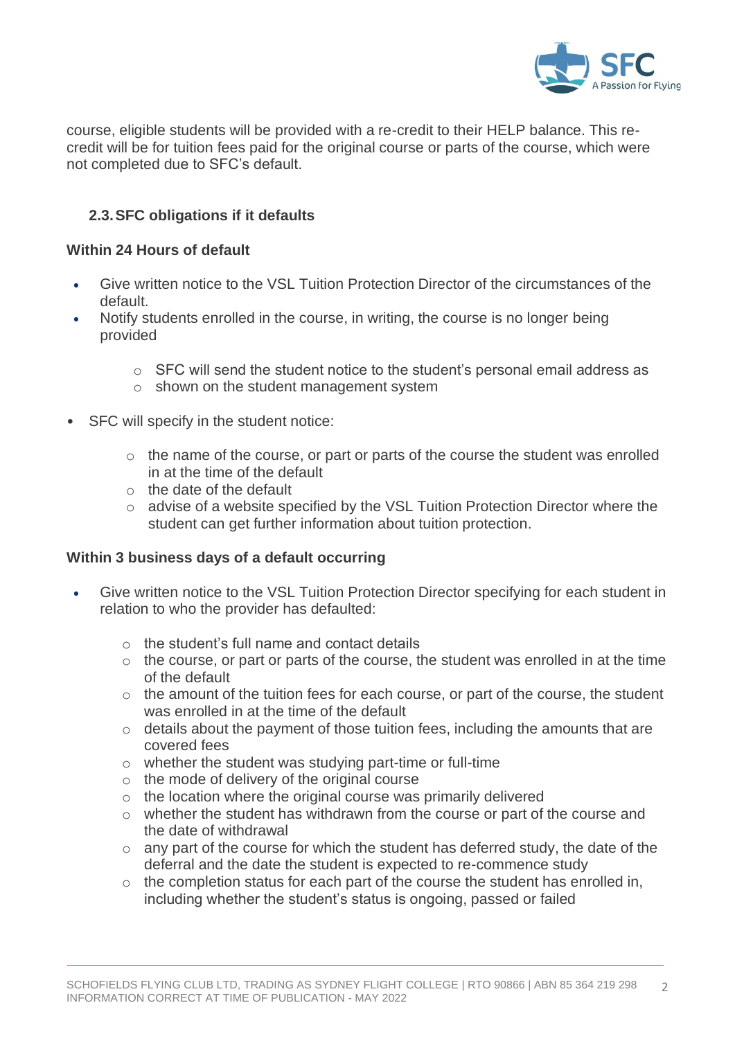course, eligible students will be provided with a re-credit to their HELP balance. This re-credit will be for tuition fees paid for the original course or parts of the course, which were not completed due to SFC's default.

### 2.3. SFC obligations if it defaults

**Within 24 Hours of default**

- Give written notice to the VSL Tuition Protection Director of the circumstances of the default.
- Notify students enrolled in the course, in writing, the course is no longer being provided
  - SFC will send the student notice to the student's personal email address as
  - shown on the student management system
- SFC will specify in the student notice:
  - the name of the course, or part or parts of the course the student was enrolled in at the time of the default
  - the date of the default
  - advise of a website specified by the VSL Tuition Protection Director where the student can get further information about tuition protection.

**Within 3 business days of a default occurring**

- Give written notice to the VSL Tuition Protection Director specifying for each student in relation to who the provider has defaulted:
  - the student's full name and contact details
  - the course, or part or parts of the course, the student was enrolled in at the time of the default
  - the amount of the tuition fees for each course, or part of the course, the student was enrolled in at the time of the default
  - details about the payment of those tuition fees, including the amounts that are covered fees
  - whether the student was studying part-time or full-time
  - the mode of delivery of the original course
  - the location where the original course was primarily delivered
  - whether the student has withdrawn from the course or part of the course and the date of withdrawal
  - any part of the course for which the student has deferred study, the date of the deferral and the date the student is expected to re-commence study
  - the completion status for each part of the course the student has enrolled in, including whether the student's status is ongoing, passed or failed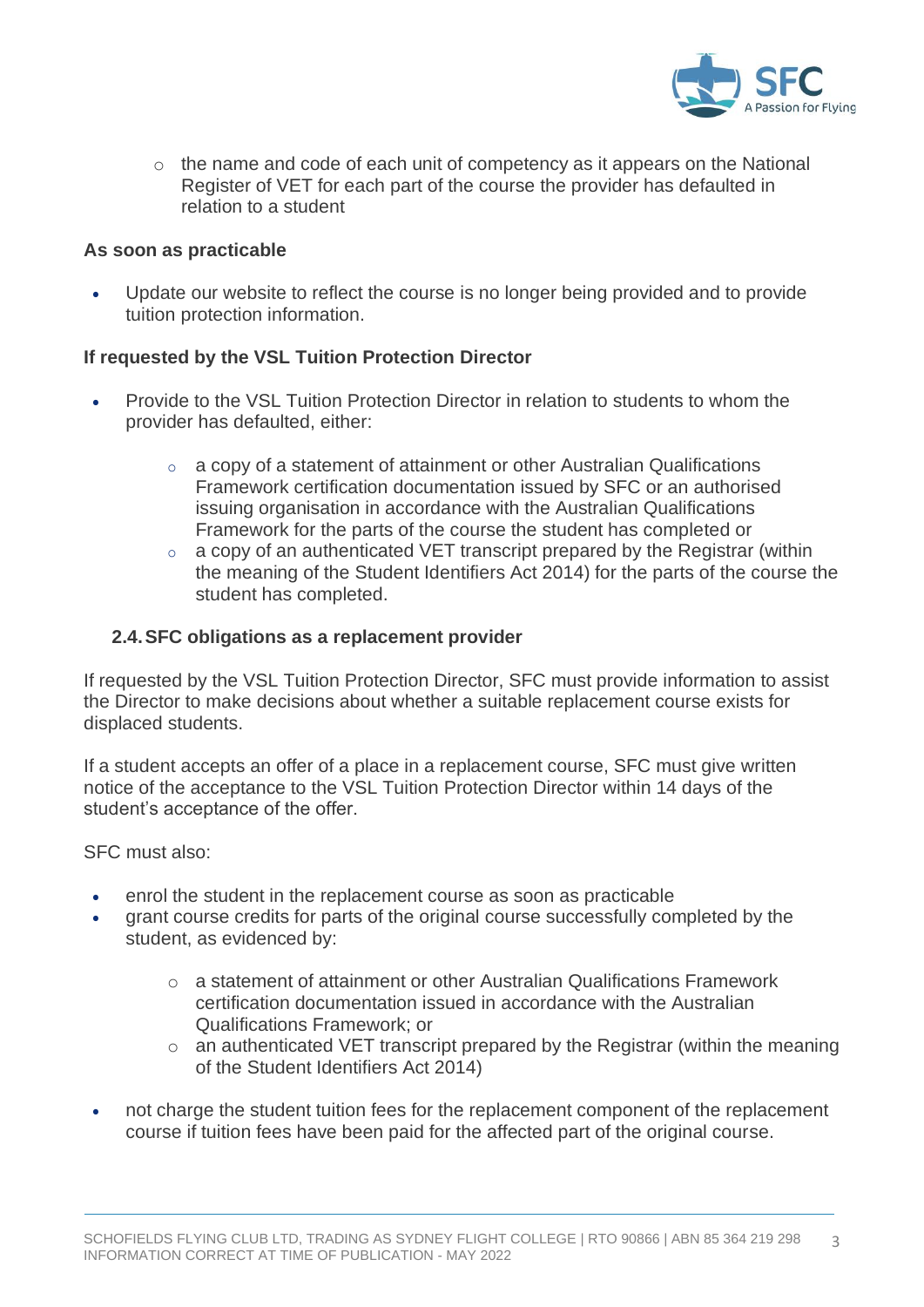- the name and code of each unit of competency as it appears on the National Register of VET for each part of the course the provider has defaulted in relation to a student

**As soon as practicable**

- Update our website to reflect the course is no longer being provided and to provide tuition protection information.

**If requested by the VSL Tuition Protection Director**

- Provide to the VSL Tuition Protection Director in relation to students to whom the provider has defaulted, either:
  - a copy of a statement of attainment or other Australian Qualifications Framework certification documentation issued by SFC or an authorised issuing organisation in accordance with the Australian Qualifications Framework for the parts of the course the student has completed or
  - a copy of an authenticated VET transcript prepared by the Registrar (within the meaning of the Student Identifiers Act 2014) for the parts of the course the student has completed.

### 2.4. SFC obligations as a replacement provider

If requested by the VSL Tuition Protection Director, SFC must provide information to assist the Director to make decisions about whether a suitable replacement course exists for displaced students.

If a student accepts an offer of a place in a replacement course, SFC must give written notice of the acceptance to the VSL Tuition Protection Director within 14 days of the student's acceptance of the offer.

SFC must also:

- enrol the student in the replacement course as soon as practicable
- grant course credits for parts of the original course successfully completed by the student, as evidenced by:
  - a statement of attainment or other Australian Qualifications Framework certification documentation issued in accordance with the Australian Qualifications Framework; or
  - an authenticated VET transcript prepared by the Registrar (within the meaning of the Student Identifiers Act 2014)
- not charge the student tuition fees for the replacement component of the replacement course if tuition fees have been paid for the affected part of the original course.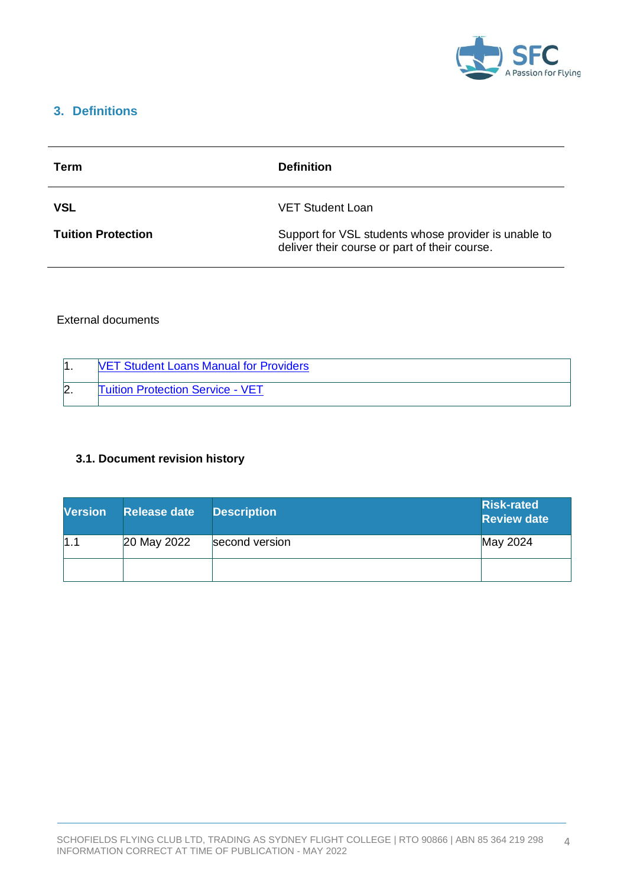## 3. Definitions

| Term | Definition |
|---|---|
| **VSL** | VET Student Loan |
| **Tuition Protection** | Support for VSL students whose provider is unable to deliver their course or part of their course. |

External documents

| | |
|---|---|
| 1. | VET Student Loans Manual for Providers |
| 2. | Tuition Protection Service - VET |

### 3.1. Document revision history

| Version | Release date | Description | Risk-rated Review date |
|---|---|---|---|
| 1.1 | 20 May 2022 | second version | May 2024 |
| | | | |